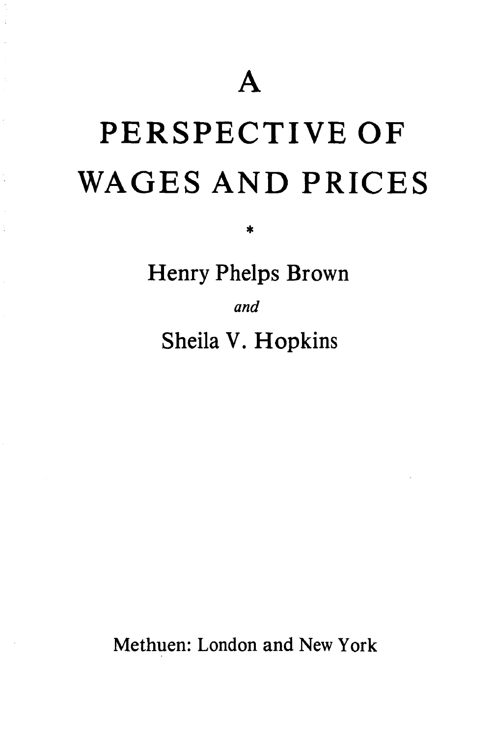# A PERSPECTIVE OF WAGES AND PRICES

*

Henry Phelps Brown

*and*

Sheila V. Hopkins

Methuen: London and New York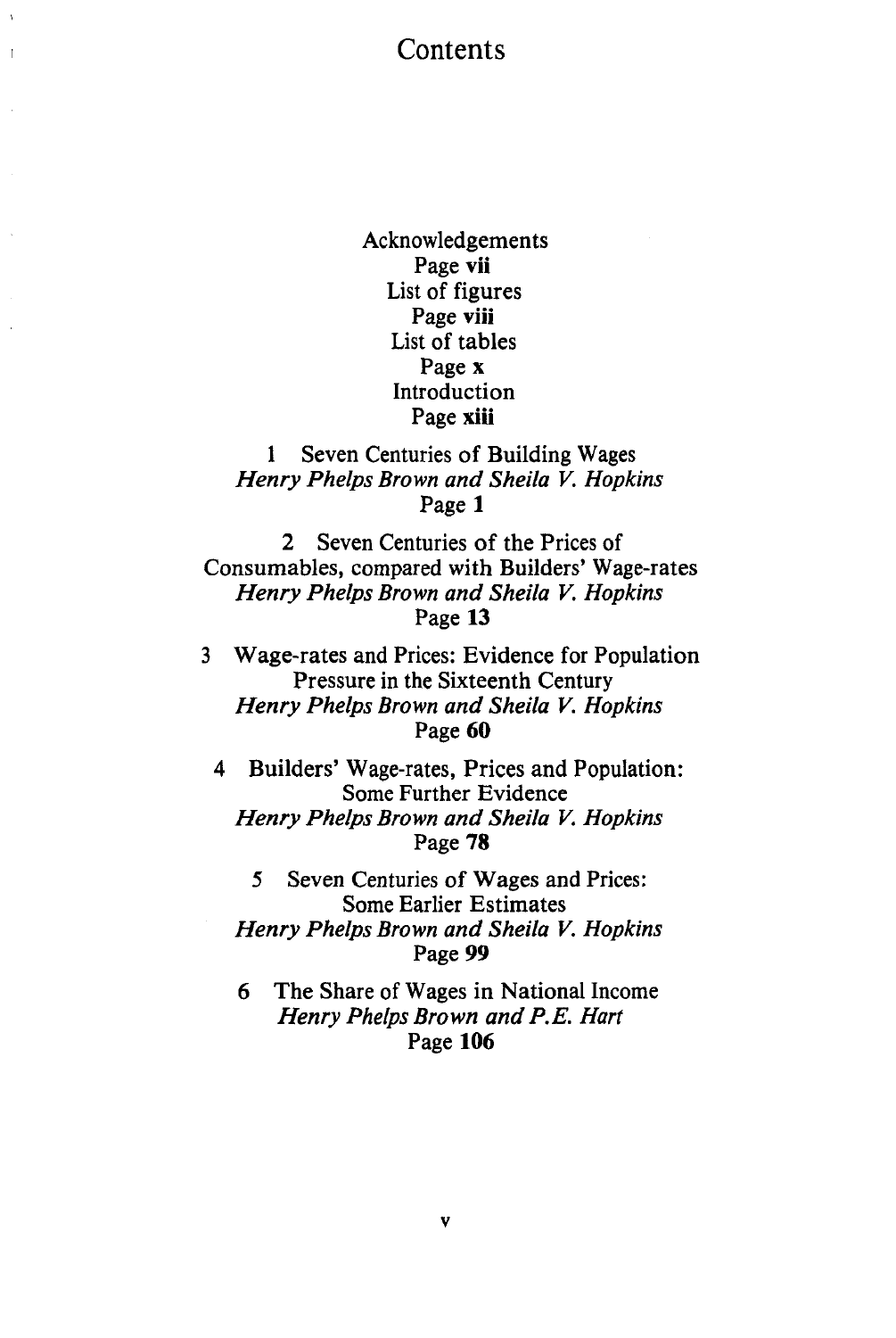# Contents

Acknowledgements
Page **vii**

List of figures
Page **viii**

List of tables
Page **x**

Introduction
Page **xiii**

1 Seven Centuries of Building Wages
*Henry Phelps Brown and Sheila V. Hopkins*
Page **1**

2 Seven Centuries of the Prices of Consumables, compared with Builders' Wage-rates
*Henry Phelps Brown and Sheila V. Hopkins*
Page **13**

3 Wage-rates and Prices: Evidence for Population Pressure in the Sixteenth Century
*Henry Phelps Brown and Sheila V. Hopkins*
Page **60**

4 Builders' Wage-rates, Prices and Population: Some Further Evidence
*Henry Phelps Brown and Sheila V. Hopkins*
Page **78**

5 Seven Centuries of Wages and Prices: Some Earlier Estimates
*Henry Phelps Brown and Sheila V. Hopkins*
Page **99**

6 The Share of Wages in National Income
*Henry Phelps Brown and P.E. Hart*
Page **106**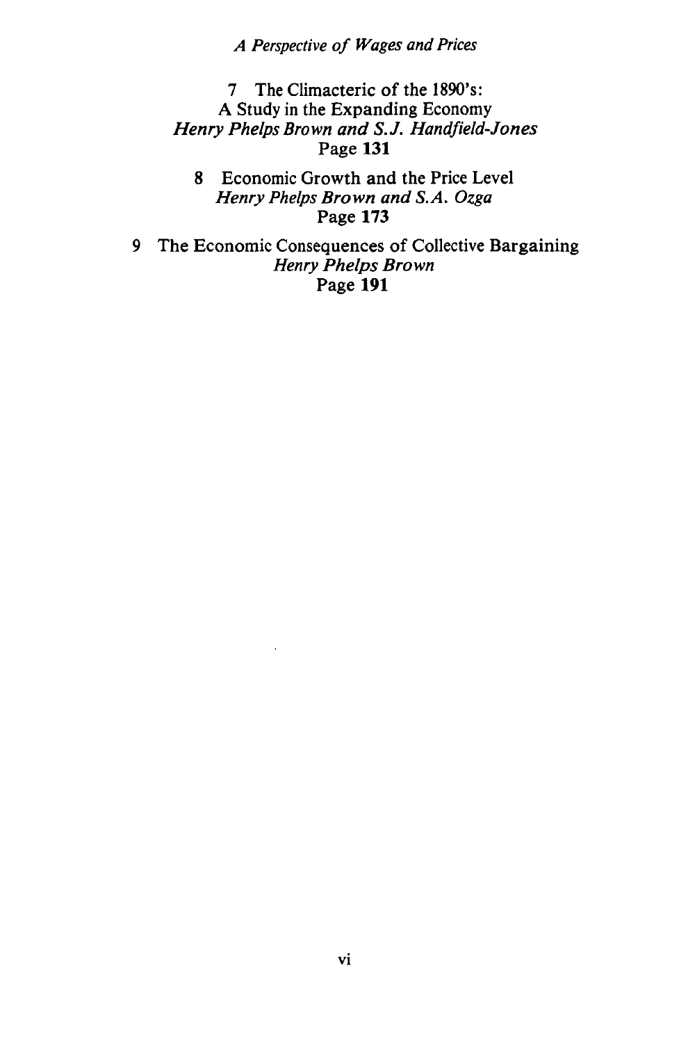7 The Climacteric of the 1890's:
A Study in the Expanding Economy
*Henry Phelps Brown and S.J. Handfield-Jones*
Page **131**

8 Economic Growth and the Price Level
*Henry Phelps Brown and S.A. Ozga*
Page **173**

9 The Economic Consequences of Collective Bargaining
*Henry Phelps Brown*
Page **191**